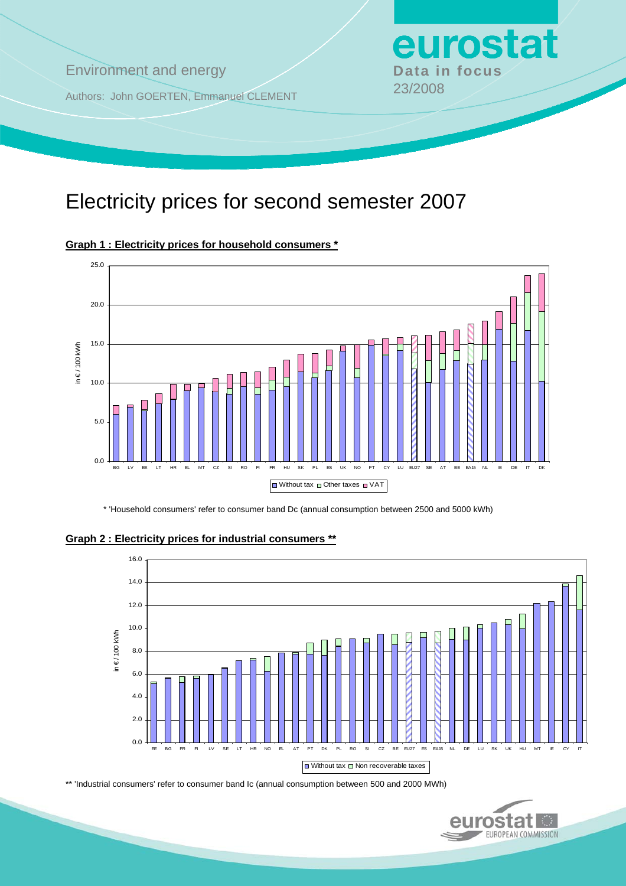Environment and energy

Authors: John GOERTEN, Emmanuel CLEMENT

**eurostat**
**Data in focus**
23/2008

# Electricity prices for second semester 2007

## Graph 1 : Electricity prices for household consumers *

in € / 100 kWh

BG LV EE LT HR EL MT CZ SI RO FI FR HU SK PL ES UK NO PT CY LU EU27 SE AT BE EA15 NL IE DE IT DK

Without tax | Other taxes | VAT

\* 'Household consumers' refer to consumer band Dc (annual consumption between 2500 and 5000 kWh)

## Graph 2 : Electricity prices for industrial consumers **

in € / 100 kWh

EE BG FR FI LV SE LT HR NO EL AT PT DK PL RO SI CZ BE EU27 ES EA15 NL DE LU SK UK HU MT IE CY IT

Without tax | Non recoverable taxes

\** 'Industrial consumers' refer to consumer band Ic (annual consumption between 500 and 2000 MWh)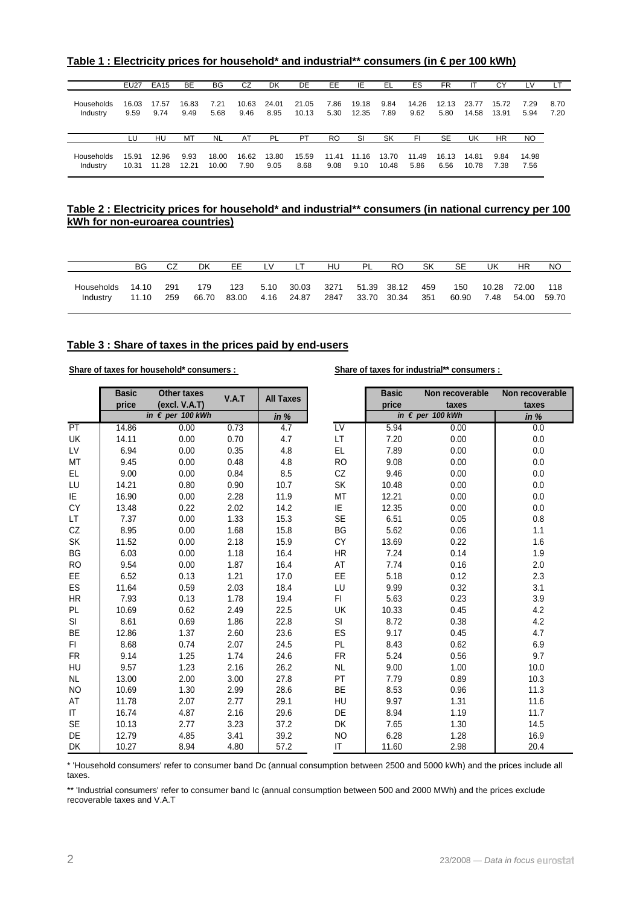## Table 1 : Electricity prices for household* and industrial** consumers (in € per 100 kWh)

| | EU27 | EA15 | BE | BG | CZ | DK | DE | EE | IE | EL | ES | FR | IT | CY | LV | LT |
|---|---|---|---|---|---|---|---|---|---|---|---|---|---|---|---|---|
| Households | 16.03 | 17.57 | 16.83 | 7.21 | 10.63 | 24.01 | 21.05 | 7.86 | 19.18 | 9.84 | 14.26 | 12.13 | 23.77 | 15.72 | 7.29 | 8.70 |
| Industry | 9.59 | 9.74 | 9.49 | 5.68 | 9.46 | 8.95 | 10.13 | 5.30 | 12.35 | 7.89 | 9.62 | 5.80 | 14.58 | 13.91 | 5.94 | 7.20 |

| | LU | HU | MT | NL | AT | PL | PT | RO | SI | SK | FI | SE | UK | HR | NO |
|---|---|---|---|---|---|---|---|---|---|---|---|---|---|---|---|
| Households | 15.91 | 12.96 | 9.93 | 18.00 | 16.62 | 13.80 | 15.59 | 11.41 | 11.16 | 13.70 | 11.49 | 16.13 | 14.81 | 9.84 | 14.98 |
| Industry | 10.31 | 11.28 | 12.21 | 10.00 | 7.90 | 9.05 | 8.68 | 9.08 | 9.10 | 10.48 | 5.86 | 6.56 | 10.78 | 7.38 | 7.56 |

## Table 2 : Electricity prices for household* and industrial** consumers (in national currency per 100 kWh for non-euroarea countries)

| | BG | CZ | DK | EE | LV | LT | HU | PL | RO | SK | SE | UK | HR | NO |
|---|---|---|---|---|---|---|---|---|---|---|---|---|---|---|
| Households | 14.10 | 291 | 179 | 123 | 5.10 | 30.03 | 3271 | 51.39 | 38.12 | 459 | 150 | 10.28 | 72.00 | 118 |
| Industry | 11.10 | 259 | 66.70 | 83.00 | 4.16 | 24.87 | 2847 | 33.70 | 30.34 | 351 | 60.90 | 7.48 | 54.00 | 59.70 |

## Table 3 : Share of taxes in the prices paid by end-users

**Share of taxes for household* consumers :**

| | Basic price | Other taxes (excl. V.A.T) | V.A.T | All Taxes |
|---|---|---|---|---|
| | in € per 100 kWh | | | in % |
| PT | 14.86 | 0.00 | 0.73 | 4.7 |
| UK | 14.11 | 0.00 | 0.70 | 4.7 |
| LV | 6.94 | 0.00 | 0.35 | 4.8 |
| MT | 9.45 | 0.00 | 0.48 | 4.8 |
| EL | 9.00 | 0.00 | 0.84 | 8.5 |
| LU | 14.21 | 0.80 | 0.90 | 10.7 |
| IE | 16.90 | 0.00 | 2.28 | 11.9 |
| CY | 13.48 | 0.22 | 2.02 | 14.2 |
| LT | 7.37 | 0.00 | 1.33 | 15.3 |
| CZ | 8.95 | 0.00 | 1.68 | 15.8 |
| SK | 11.52 | 0.00 | 2.18 | 15.9 |
| BG | 6.03 | 0.00 | 1.18 | 16.4 |
| RO | 9.54 | 0.00 | 1.87 | 16.4 |
| EE | 6.52 | 0.13 | 1.21 | 17.0 |
| ES | 11.64 | 0.59 | 2.03 | 18.4 |
| HR | 7.93 | 0.13 | 1.78 | 19.4 |
| PL | 10.69 | 0.62 | 2.49 | 22.5 |
| SI | 8.61 | 0.69 | 1.86 | 22.8 |
| BE | 12.86 | 1.37 | 2.60 | 23.6 |
| FI | 8.68 | 0.74 | 2.07 | 24.5 |
| FR | 9.14 | 1.25 | 1.74 | 24.6 |
| HU | 9.57 | 1.23 | 2.16 | 26.2 |
| NL | 13.00 | 2.00 | 3.00 | 27.8 |
| NO | 10.69 | 1.30 | 2.99 | 28.6 |
| AT | 11.78 | 2.07 | 2.77 | 29.1 |
| IT | 16.74 | 4.87 | 2.16 | 29.6 |
| SE | 10.13 | 2.77 | 3.23 | 37.2 |
| DE | 12.79 | 4.85 | 3.41 | 39.2 |
| DK | 10.27 | 8.94 | 4.80 | 57.2 |

**Share of taxes for industrial** consumers :**

| | Basic price | Non recoverable taxes | Non recoverable taxes |
|---|---|---|---|
| | in € per 100 kWh | | in % |
| LV | 5.94 | 0.00 | 0.0 |
| LT | 7.20 | 0.00 | 0.0 |
| EL | 7.89 | 0.00 | 0.0 |
| RO | 9.08 | 0.00 | 0.0 |
| CZ | 9.46 | 0.00 | 0.0 |
| SK | 10.48 | 0.00 | 0.0 |
| MT | 12.21 | 0.00 | 0.0 |
| IE | 12.35 | 0.00 | 0.0 |
| SE | 6.51 | 0.05 | 0.8 |
| BG | 5.62 | 0.06 | 1.1 |
| CY | 13.69 | 0.22 | 1.6 |
| HR | 7.24 | 0.14 | 1.9 |
| AT | 7.74 | 0.16 | 2.0 |
| EE | 5.18 | 0.12 | 2.3 |
| LU | 9.99 | 0.32 | 3.1 |
| FI | 5.63 | 0.23 | 3.9 |
| UK | 10.33 | 0.45 | 4.2 |
| SI | 8.72 | 0.38 | 4.2 |
| ES | 9.17 | 0.45 | 4.7 |
| PL | 8.43 | 0.62 | 6.9 |
| FR | 5.24 | 0.56 | 9.7 |
| NL | 9.00 | 1.00 | 10.0 |
| PT | 7.79 | 0.89 | 10.3 |
| BE | 8.53 | 0.96 | 11.3 |
| HU | 9.97 | 1.31 | 11.6 |
| DE | 8.94 | 1.19 | 11.7 |
| DK | 7.65 | 1.30 | 14.5 |
| NO | 6.28 | 1.28 | 16.9 |
| IT | 11.60 | 2.98 | 20.4 |

* 'Household consumers' refer to consumer band Dc (annual consumption between 2500 and 5000 kWh) and the prices include all taxes.

** 'Industrial consumers' refer to consumer band Ic (annual consumption between 500 and 2000 MWh) and the prices exclude recoverable taxes and V.A.T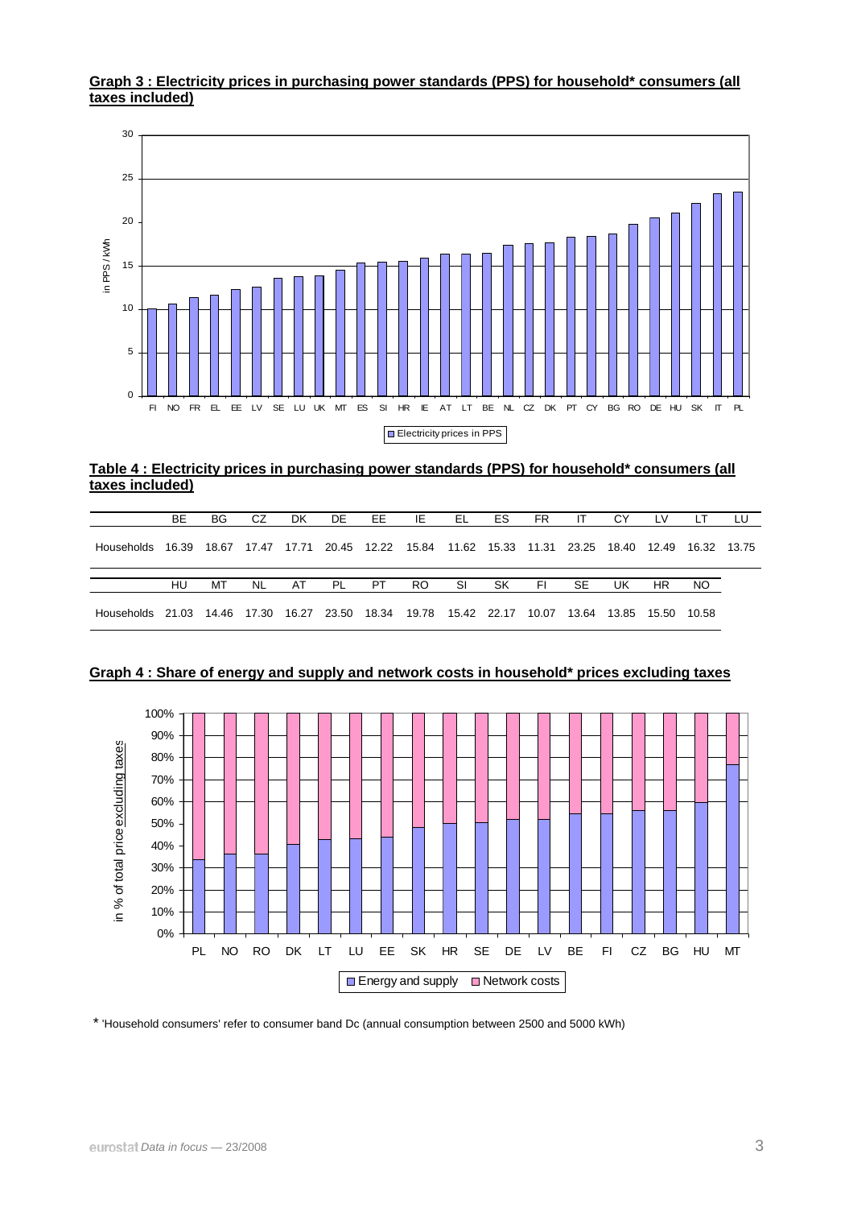**Graph 3 : Electricity prices in purchasing power standards (PPS) for household* consumers (all taxes included)**

**Table 4 : Electricity prices in purchasing power standards (PPS) for household* consumers (all taxes included)**

| | BE | BG | CZ | DK | DE | EE | IE | EL | ES | FR | IT | CY | LV | LT | LU |
|---|---|---|---|---|---|---|---|---|---|---|---|---|---|---|---|
| Households | 16.39 | 18.67 | 17.47 | 17.71 | 20.45 | 12.22 | 15.84 | 11.62 | 15.33 | 11.31 | 23.25 | 18.40 | 12.49 | 16.32 | 13.75 |

| | HU | MT | NL | AT | PL | PT | RO | SI | SK | FI | SE | UK | HR | NO |
|---|---|---|---|---|---|---|---|---|---|---|---|---|---|---|
| Households | 21.03 | 14.46 | 17.30 | 16.27 | 23.50 | 18.34 | 19.78 | 15.42 | 22.17 | 10.07 | 13.64 | 13.85 | 15.50 | 10.58 |

**Graph 4 : Share of energy and supply and network costs in household* prices excluding taxes**

\* 'Household consumers' refer to consumer band Dc (annual consumption between 2500 and 5000 kWh)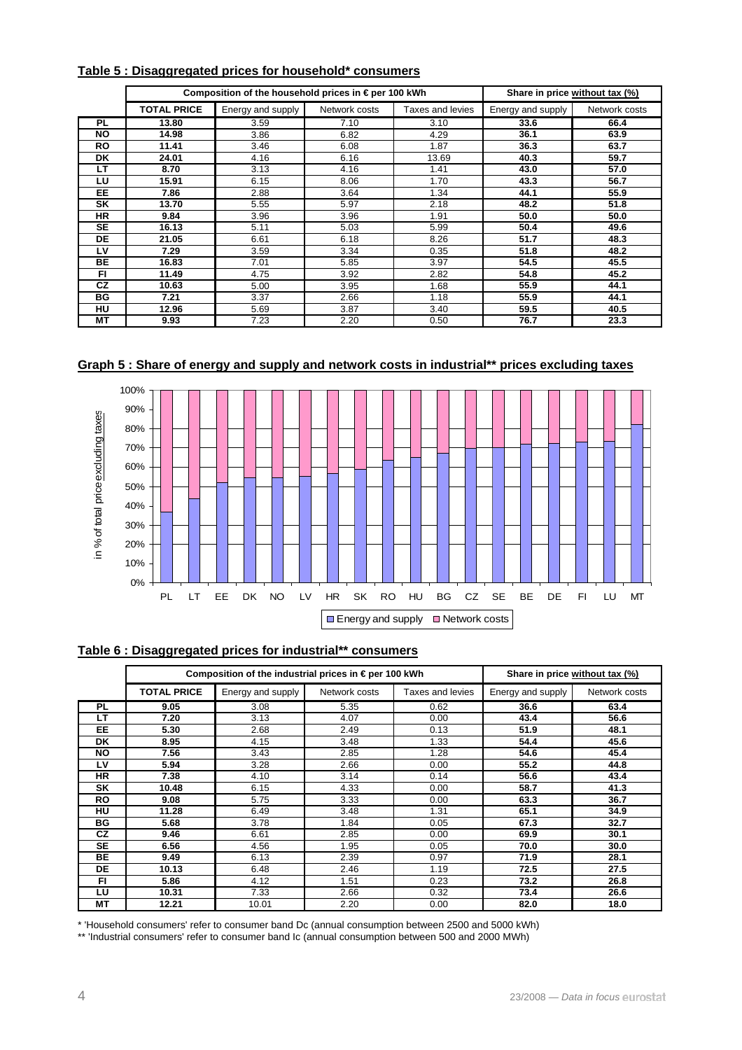## Table 5 : Disaggregated prices for household* consumers

| | Composition of the household prices in € per 100 kWh | | | | Share in price without tax (%) | |
|---|---|---|---|---|---|---|
| | TOTAL PRICE | Energy and supply | Network costs | Taxes and levies | Energy and supply | Network costs |
| PL | 13.80 | 3.59 | 7.10 | 3.10 | 33.6 | 66.4 |
| NO | 14.98 | 3.86 | 6.82 | 4.29 | 36.1 | 63.9 |
| RO | 11.41 | 3.46 | 6.08 | 1.87 | 36.3 | 63.7 |
| DK | 24.01 | 4.16 | 6.16 | 13.69 | 40.3 | 59.7 |
| LT | 8.70 | 3.13 | 4.16 | 1.41 | 43.0 | 57.0 |
| LU | 15.91 | 6.15 | 8.06 | 1.70 | 43.3 | 56.7 |
| EE | 7.86 | 2.88 | 3.64 | 1.34 | 44.1 | 55.9 |
| SK | 13.70 | 5.55 | 5.97 | 2.18 | 48.2 | 51.8 |
| HR | 9.84 | 3.96 | 3.96 | 1.91 | 50.0 | 50.0 |
| SE | 16.13 | 5.11 | 5.03 | 5.99 | 50.4 | 49.6 |
| DE | 21.05 | 6.61 | 6.18 | 8.26 | 51.7 | 48.3 |
| LV | 7.29 | 3.59 | 3.34 | 0.35 | 51.8 | 48.2 |
| BE | 16.83 | 7.01 | 5.85 | 3.97 | 54.5 | 45.5 |
| FI | 11.49 | 4.75 | 3.92 | 2.82 | 54.8 | 45.2 |
| CZ | 10.63 | 5.00 | 3.95 | 1.68 | 55.9 | 44.1 |
| BG | 7.21 | 3.37 | 2.66 | 1.18 | 55.9 | 44.1 |
| HU | 12.96 | 5.69 | 3.87 | 3.40 | 59.5 | 40.5 |
| MT | 9.93 | 7.23 | 2.20 | 0.50 | 76.7 | 23.3 |

## Graph 5 : Share of energy and supply and network costs in industrial** prices excluding taxes

## Table 6 : Disaggregated prices for industrial** consumers

| | Composition of the industrial prices in € per 100 kWh | | | | Share in price without tax (%) | |
|---|---|---|---|---|---|---|
| | TOTAL PRICE | Energy and supply | Network costs | Taxes and levies | Energy and supply | Network costs |
| PL | 9.05 | 3.08 | 5.35 | 0.62 | 36.6 | 63.4 |
| LT | 7.20 | 3.13 | 4.07 | 0.00 | 43.4 | 56.6 |
| EE | 5.30 | 2.68 | 2.49 | 0.13 | 51.9 | 48.1 |
| DK | 8.95 | 4.15 | 3.48 | 1.33 | 54.4 | 45.6 |
| NO | 7.56 | 3.43 | 2.85 | 1.28 | 54.6 | 45.4 |
| LV | 5.94 | 3.28 | 2.66 | 0.00 | 55.2 | 44.8 |
| HR | 7.38 | 4.10 | 3.14 | 0.14 | 56.6 | 43.4 |
| SK | 10.48 | 6.15 | 4.33 | 0.00 | 58.7 | 41.3 |
| RO | 9.08 | 5.75 | 3.33 | 0.00 | 63.3 | 36.7 |
| HU | 11.28 | 6.49 | 3.48 | 1.31 | 65.1 | 34.9 |
| BG | 5.68 | 3.78 | 1.84 | 0.05 | 67.3 | 32.7 |
| CZ | 9.46 | 6.61 | 2.85 | 0.00 | 69.9 | 30.1 |
| SE | 6.56 | 4.56 | 1.95 | 0.05 | 70.0 | 30.0 |
| BE | 9.49 | 6.13 | 2.39 | 0.97 | 71.9 | 28.1 |
| DE | 10.13 | 6.48 | 2.46 | 1.19 | 72.5 | 27.5 |
| FI | 5.86 | 4.12 | 1.51 | 0.23 | 73.2 | 26.8 |
| LU | 10.31 | 7.33 | 2.66 | 0.32 | 73.4 | 26.6 |
| MT | 12.21 | 10.01 | 2.20 | 0.00 | 82.0 | 18.0 |

\* 'Household consumers' refer to consumer band Dc (annual consumption between 2500 and 5000 kWh)

\** 'Industrial consumers' refer to consumer band Ic (annual consumption between 500 and 2000 MWh)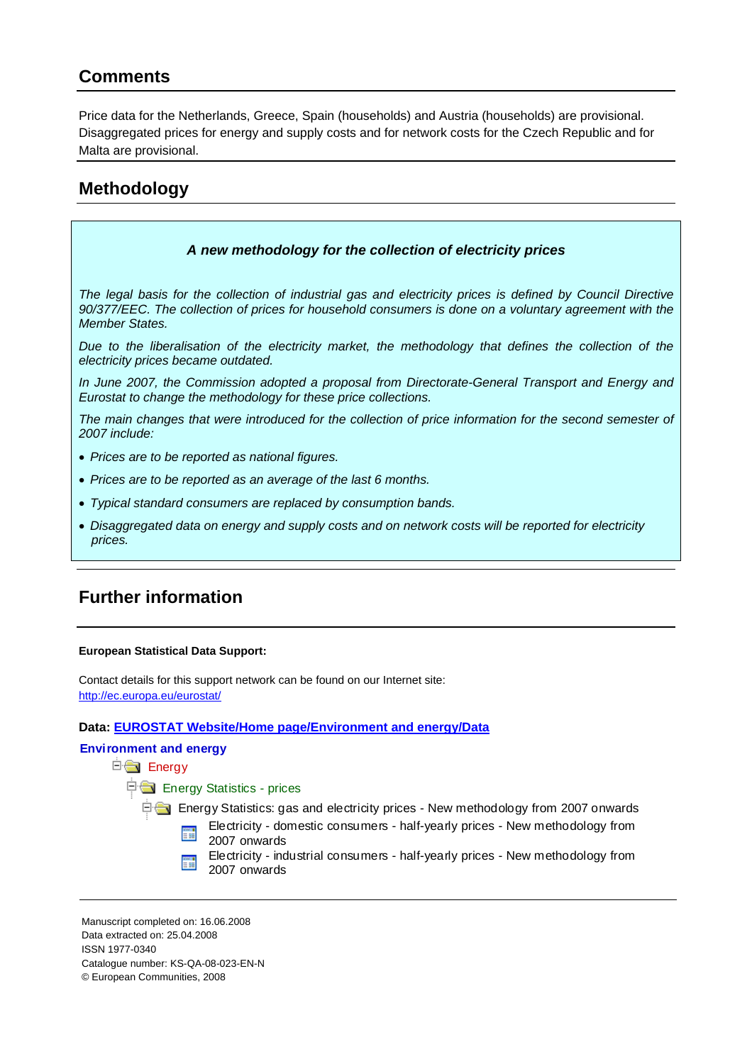## Comments

Price data for the Netherlands, Greece, Spain (households) and Austria (households) are provisional. Disaggregated prices for energy and supply costs and for network costs for the Czech Republic and for Malta are provisional.

## Methodology

***A new methodology for the collection of electricity prices***

*The legal basis for the collection of industrial gas and electricity prices is defined by Council Directive 90/377/EEC. The collection of prices for household consumers is done on a voluntary agreement with the Member States.*

*Due to the liberalisation of the electricity market, the methodology that defines the collection of the electricity prices became outdated.*

*In June 2007, the Commission adopted a proposal from Directorate-General Transport and Energy and Eurostat to change the methodology for these price collections.*

*The main changes that were introduced for the collection of price information for the second semester of 2007 include:*

- *Prices are to be reported as national figures.*
- *Prices are to be reported as an average of the last 6 months.*
- *Typical standard consumers are replaced by consumption bands.*
- *Disaggregated data on energy and supply costs and on network costs will be reported for electricity prices.*

## Further information

**European Statistical Data Support:**

Contact details for this support network can be found on our Internet site:
http://ec.europa.eu/eurostat/

**Data: EUROSTAT Website/Home page/Environment and energy/Data**

**Environment and energy**

- Energy
  - Energy Statistics - prices
    - Energy Statistics: gas and electricity prices - New methodology from 2007 onwards
      - Electricity - domestic consumers - half-yearly prices - New methodology from 2007 onwards
      - Electricity - industrial consumers - half-yearly prices - New methodology from 2007 onwards

Manuscript completed on: 16.06.2008
Data extracted on: 25.04.2008
ISSN 1977-0340
Catalogue number: KS-QA-08-023-EN-N
© European Communities, 2008